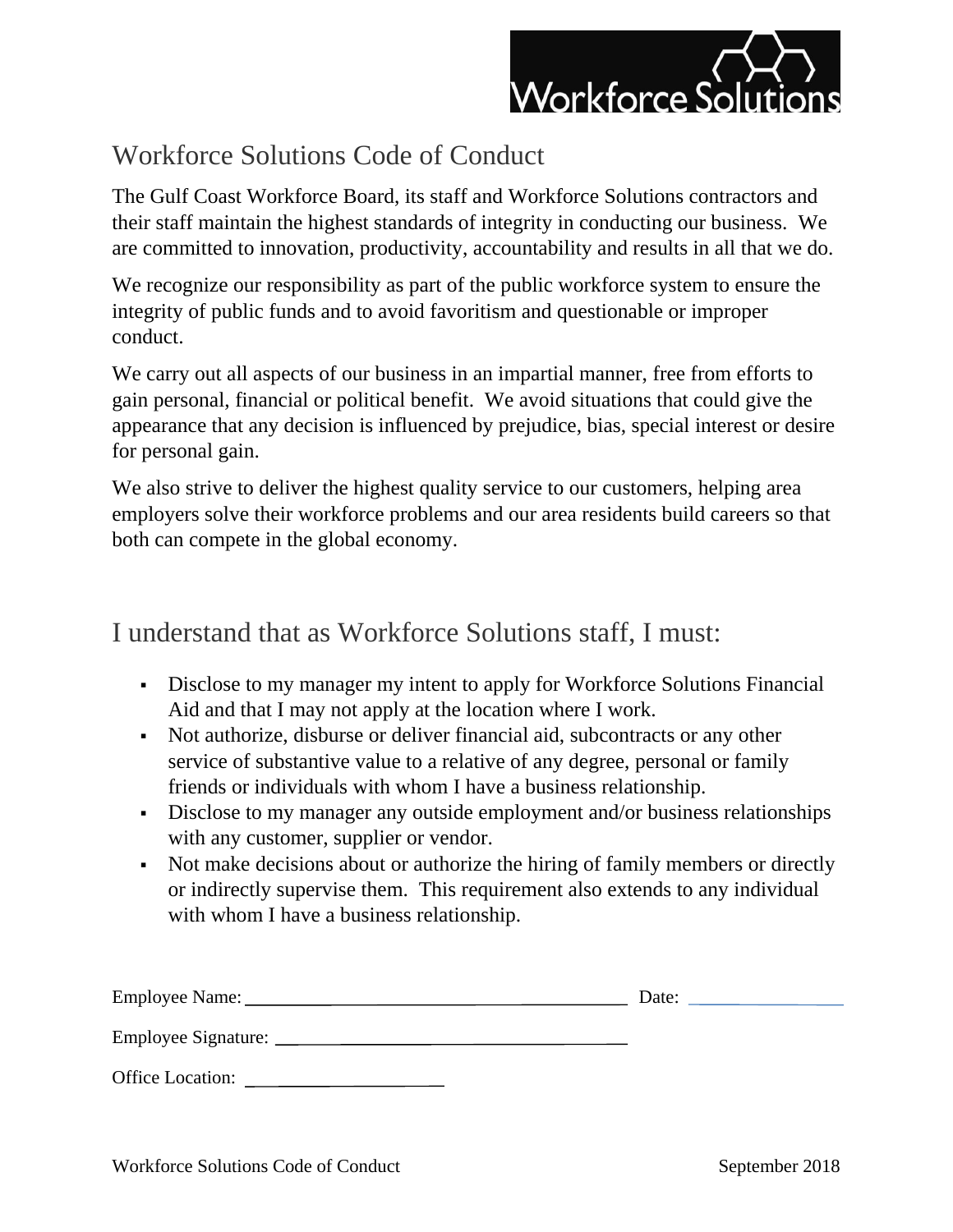# Workforce Solutions Code of Conduct

The Gulf Coast Workforce Board, its staff and Workforce Solutions contractors and their staff maintain the highest standards of integrity in conducting our business. We are committed to innovation, productivity, accountability and results in all that we do.

We recognize our responsibility as part of the public workforce system to ensure the integrity of public funds and to avoid favoritism and questionable or improper conduct.

We carry out all aspects of our business in an impartial manner, free from efforts to gain personal, financial or political benefit. We avoid situations that could give the appearance that any decision is influenced by prejudice, bias, special interest or desire for personal gain.

We also strive to deliver the highest quality service to our customers, helping area employers solve their workforce problems and our area residents build careers so that both can compete in the global economy.

## I understand that as Workforce Solutions staff, I must:

- Disclose to my manager my intent to apply for Workforce Solutions Financial Aid and that I may not apply at the location where I work.
- Not authorize, disburse or deliver financial aid, subcontracts or any other service of substantive value to a relative of any degree, personal or family friends or individuals with whom I have a business relationship.
- Disclose to my manager any outside employment and/or business relationships with any customer, supplier or vendor.
- Not make decisions about or authorize the hiring of family members or directly or indirectly supervise them. This requirement also extends to any individual with whom I have a business relationship.

Employee Name: ______________________________ Date: ____________

Employee Signature: ______________________________

Office Location: ____________________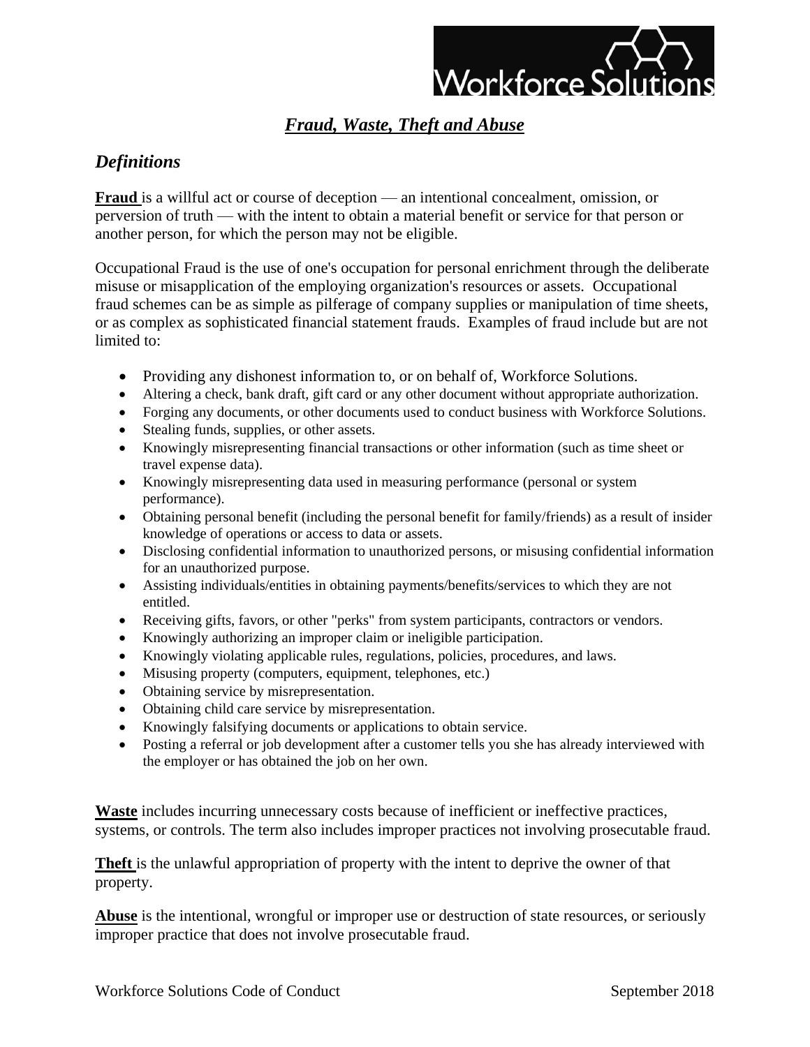# ***Fraud, Waste, Theft and Abuse***

## *Definitions*

**Fraud** is a willful act or course of deception — an intentional concealment, omission, or perversion of truth — with the intent to obtain a material benefit or service for that person or another person, for which the person may not be eligible.

Occupational Fraud is the use of one's occupation for personal enrichment through the deliberate misuse or misapplication of the employing organization's resources or assets. Occupational fraud schemes can be as simple as pilferage of company supplies or manipulation of time sheets, or as complex as sophisticated financial statement frauds. Examples of fraud include but are not limited to:

- Providing any dishonest information to, or on behalf of, Workforce Solutions.
- Altering a check, bank draft, gift card or any other document without appropriate authorization.
- Forging any documents, or other documents used to conduct business with Workforce Solutions.
- Stealing funds, supplies, or other assets.
- Knowingly misrepresenting financial transactions or other information (such as time sheet or travel expense data).
- Knowingly misrepresenting data used in measuring performance (personal or system performance).
- Obtaining personal benefit (including the personal benefit for family/friends) as a result of insider knowledge of operations or access to data or assets.
- Disclosing confidential information to unauthorized persons, or misusing confidential information for an unauthorized purpose.
- Assisting individuals/entities in obtaining payments/benefits/services to which they are not entitled.
- Receiving gifts, favors, or other "perks" from system participants, contractors or vendors.
- Knowingly authorizing an improper claim or ineligible participation.
- Knowingly violating applicable rules, regulations, policies, procedures, and laws.
- Misusing property (computers, equipment, telephones, etc.)
- Obtaining service by misrepresentation.
- Obtaining child care service by misrepresentation.
- Knowingly falsifying documents or applications to obtain service.
- Posting a referral or job development after a customer tells you she has already interviewed with the employer or has obtained the job on her own.

**Waste** includes incurring unnecessary costs because of inefficient or ineffective practices, systems, or controls. The term also includes improper practices not involving prosecutable fraud.

**Theft** is the unlawful appropriation of property with the intent to deprive the owner of that property.

**Abuse** is the intentional, wrongful or improper use or destruction of state resources, or seriously improper practice that does not involve prosecutable fraud.